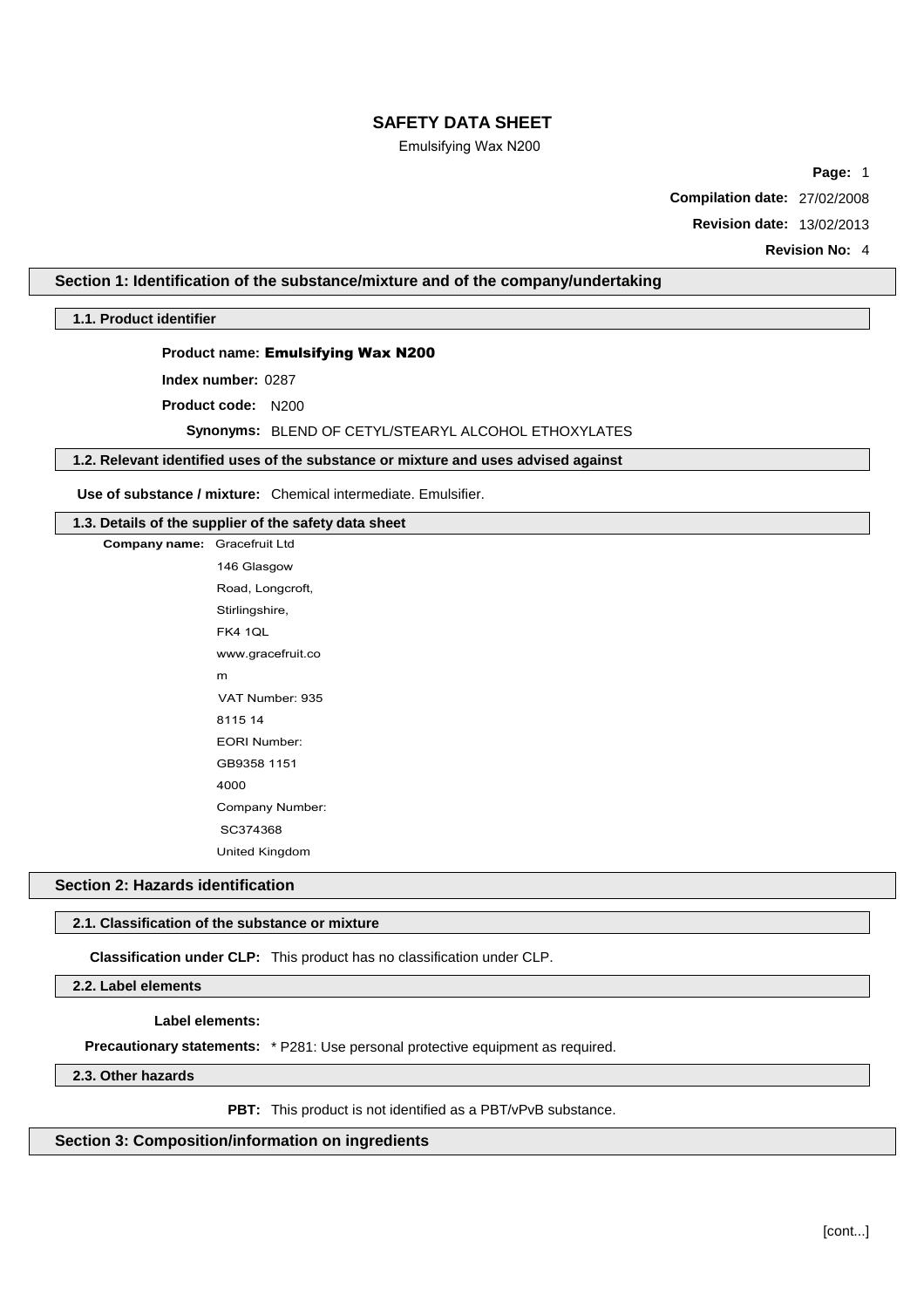# SAFETY DATA SHEET

Emulsifying Wax N200

**Page:** 1

**Compilation date:** 27/02/2008

**Revision date:** 13/02/2013

**Revision No:** 4

## Section 1: Identification of the substance/mixture and of the company/undertaking

### 1.1. Product identifier

**Product name:** **Emulsifying Wax N200**

**Index number:** 0287

**Product code:** N200

**Synonyms:** BLEND OF CETYL/STEARYL ALCOHOL ETHOXYLATES

### 1.2. Relevant identified uses of the substance or mixture and uses advised against

**Use of substance / mixture:** Chemical intermediate. Emulsifier.

### 1.3. Details of the supplier of the safety data sheet

**Company name:** Gracefruit Ltd

146 Glasgow Road, Longcroft,
Stirlingshire,
FK4 1QL
www.gracefruit.com
VAT Number: 935 8115 14
EORI Number: GB9358 1151 4000
Company Number: SC374368
United Kingdom

## Section 2: Hazards identification

### 2.1. Classification of the substance or mixture

**Classification under CLP:** This product has no classification under CLP.

### 2.2. Label elements

**Label elements:**

**Precautionary statements:** * P281: Use personal protective equipment as required.

### 2.3. Other hazards

**PBT:** This product is not identified as a PBT/vPvB substance.

## Section 3: Composition/information on ingredients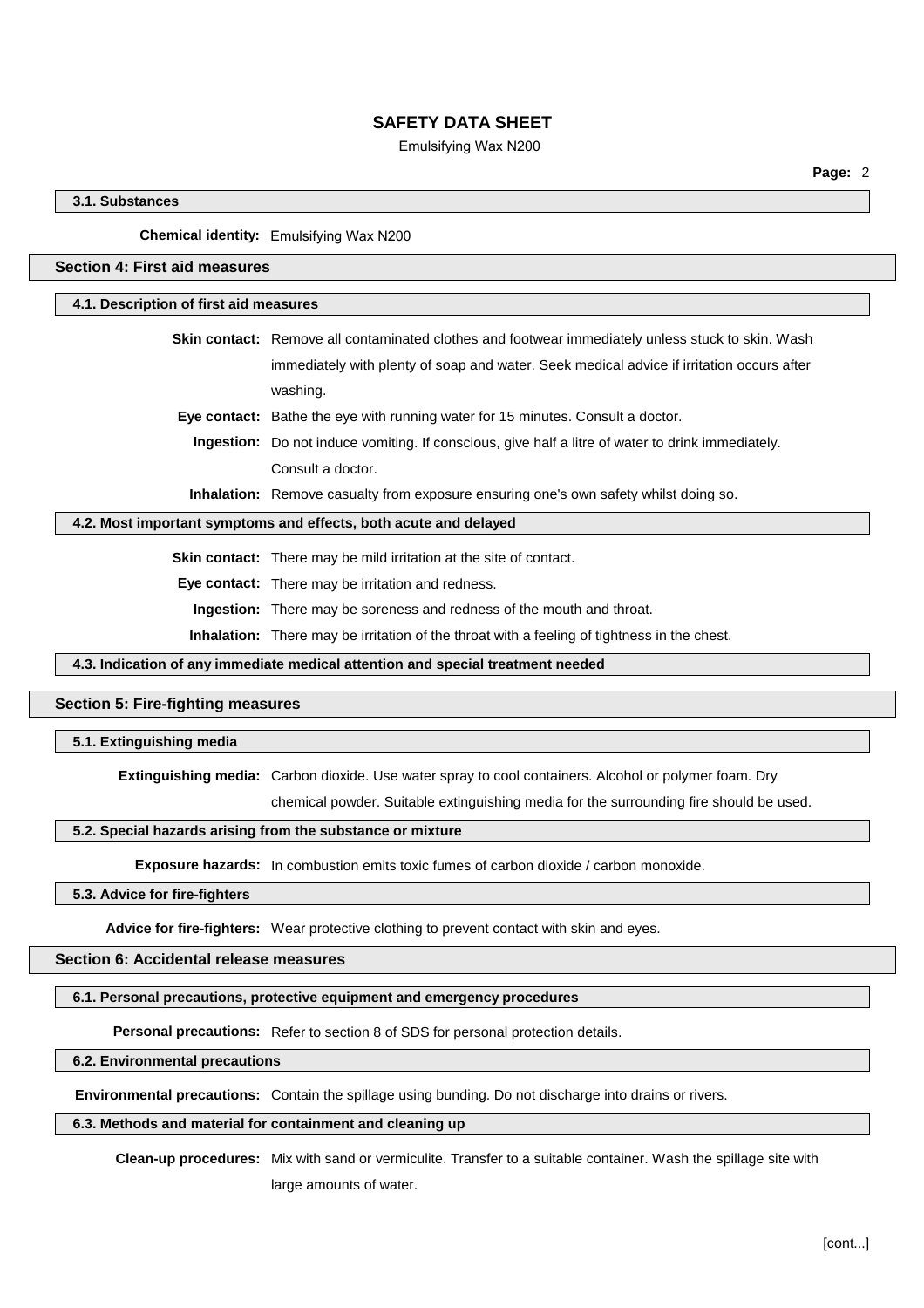### 3.1. Substances

**Chemical identity:** Emulsifying Wax N200

## Section 4: First aid measures

### 4.1. Description of first aid measures

**Skin contact:** Remove all contaminated clothes and footwear immediately unless stuck to skin. Wash immediately with plenty of soap and water. Seek medical advice if irritation occurs after washing.

**Eye contact:** Bathe the eye with running water for 15 minutes. Consult a doctor.

**Ingestion:** Do not induce vomiting. If conscious, give half a litre of water to drink immediately. Consult a doctor.

**Inhalation:** Remove casualty from exposure ensuring one's own safety whilst doing so.

### 4.2. Most important symptoms and effects, both acute and delayed

**Skin contact:** There may be mild irritation at the site of contact.

**Eye contact:** There may be irritation and redness.

**Ingestion:** There may be soreness and redness of the mouth and throat.

**Inhalation:** There may be irritation of the throat with a feeling of tightness in the chest.

### 4.3. Indication of any immediate medical attention and special treatment needed

## Section 5: Fire-fighting measures

### 5.1. Extinguishing media

**Extinguishing media:** Carbon dioxide. Use water spray to cool containers. Alcohol or polymer foam. Dry chemical powder. Suitable extinguishing media for the surrounding fire should be used.

### 5.2. Special hazards arising from the substance or mixture

**Exposure hazards:** In combustion emits toxic fumes of carbon dioxide / carbon monoxide.

### 5.3. Advice for fire-fighters

**Advice for fire-fighters:** Wear protective clothing to prevent contact with skin and eyes.

## Section 6: Accidental release measures

### 6.1. Personal precautions, protective equipment and emergency procedures

**Personal precautions:** Refer to section 8 of SDS for personal protection details.

### 6.2. Environmental precautions

**Environmental precautions:** Contain the spillage using bunding. Do not discharge into drains or rivers.

### 6.3. Methods and material for containment and cleaning up

**Clean-up procedures:** Mix with sand or vermiculite. Transfer to a suitable container. Wash the spillage site with large amounts of water.

[cont...]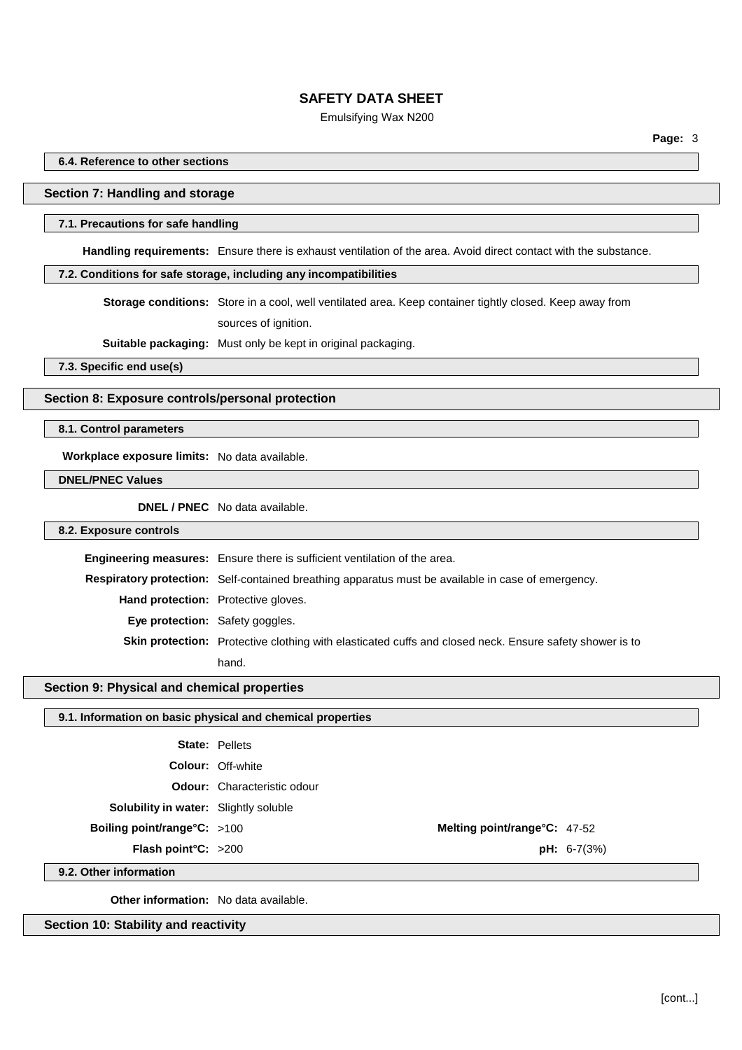### 6.4. Reference to other sections

## Section 7: Handling and storage

### 7.1. Precautions for safe handling

**Handling requirements:** Ensure there is exhaust ventilation of the area. Avoid direct contact with the substance.

### 7.2. Conditions for safe storage, including any incompatibilities

**Storage conditions:** Store in a cool, well ventilated area. Keep container tightly closed. Keep away from sources of ignition.

**Suitable packaging:** Must only be kept in original packaging.

### 7.3. Specific end use(s)

## Section 8: Exposure controls/personal protection

### 8.1. Control parameters

**Workplace exposure limits:** No data available.

### DNEL/PNEC Values

**DNEL / PNEC** No data available.

### 8.2. Exposure controls

**Engineering measures:** Ensure there is sufficient ventilation of the area.

**Respiratory protection:** Self-contained breathing apparatus must be available in case of emergency.

**Hand protection:** Protective gloves.

**Eye protection:** Safety goggles.

**Skin protection:** Protective clothing with elasticated cuffs and closed neck. Ensure safety shower is to hand.

## Section 9: Physical and chemical properties

### 9.1. Information on basic physical and chemical properties

**State:** Pellets

**Colour:** Off-white

**Odour:** Characteristic odour

**Solubility in water:** Slightly soluble

**Boiling point/range°C:** >100

**Melting point/range°C:** 47-52

**Flash point°C:** >200

**pH:** 6-7(3%)

### 9.2. Other information

**Other information:** No data available.

## Section 10: Stability and reactivity

[cont...]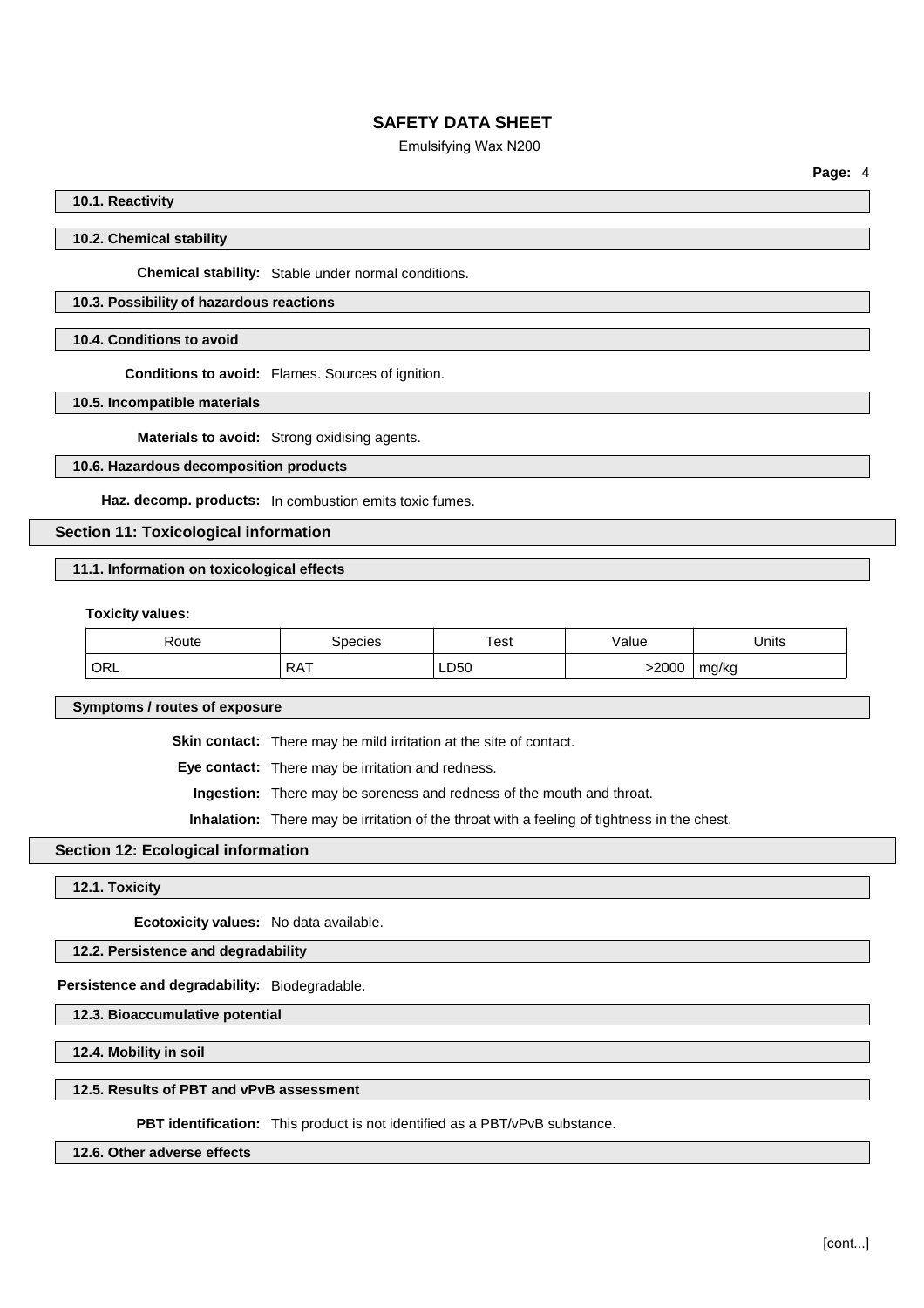### 10.1. Reactivity

### 10.2. Chemical stability

**Chemical stability:** Stable under normal conditions.

### 10.3. Possibility of hazardous reactions

### 10.4. Conditions to avoid

**Conditions to avoid:** Flames. Sources of ignition.

### 10.5. Incompatible materials

**Materials to avoid:** Strong oxidising agents.

### 10.6. Hazardous decomposition products

**Haz. decomp. products:** In combustion emits toxic fumes.

## Section 11: Toxicological information

### 11.1. Information on toxicological effects

**Toxicity values:**

| Route | Species | Test | Value | Units |
|---|---|---|---|---|
| ORL | RAT | LD50 | >2000 | mg/kg |

### Symptoms / routes of exposure

**Skin contact:** There may be mild irritation at the site of contact.

**Eye contact:** There may be irritation and redness.

**Ingestion:** There may be soreness and redness of the mouth and throat.

**Inhalation:** There may be irritation of the throat with a feeling of tightness in the chest.

## Section 12: Ecological information

### 12.1. Toxicity

**Ecotoxicity values:** No data available.

### 12.2. Persistence and degradability

**Persistence and degradability:** Biodegradable.

### 12.3. Bioaccumulative potential

### 12.4. Mobility in soil

### 12.5. Results of PBT and vPvB assessment

**PBT identification:** This product is not identified as a PBT/vPvB substance.

### 12.6. Other adverse effects

[cont...]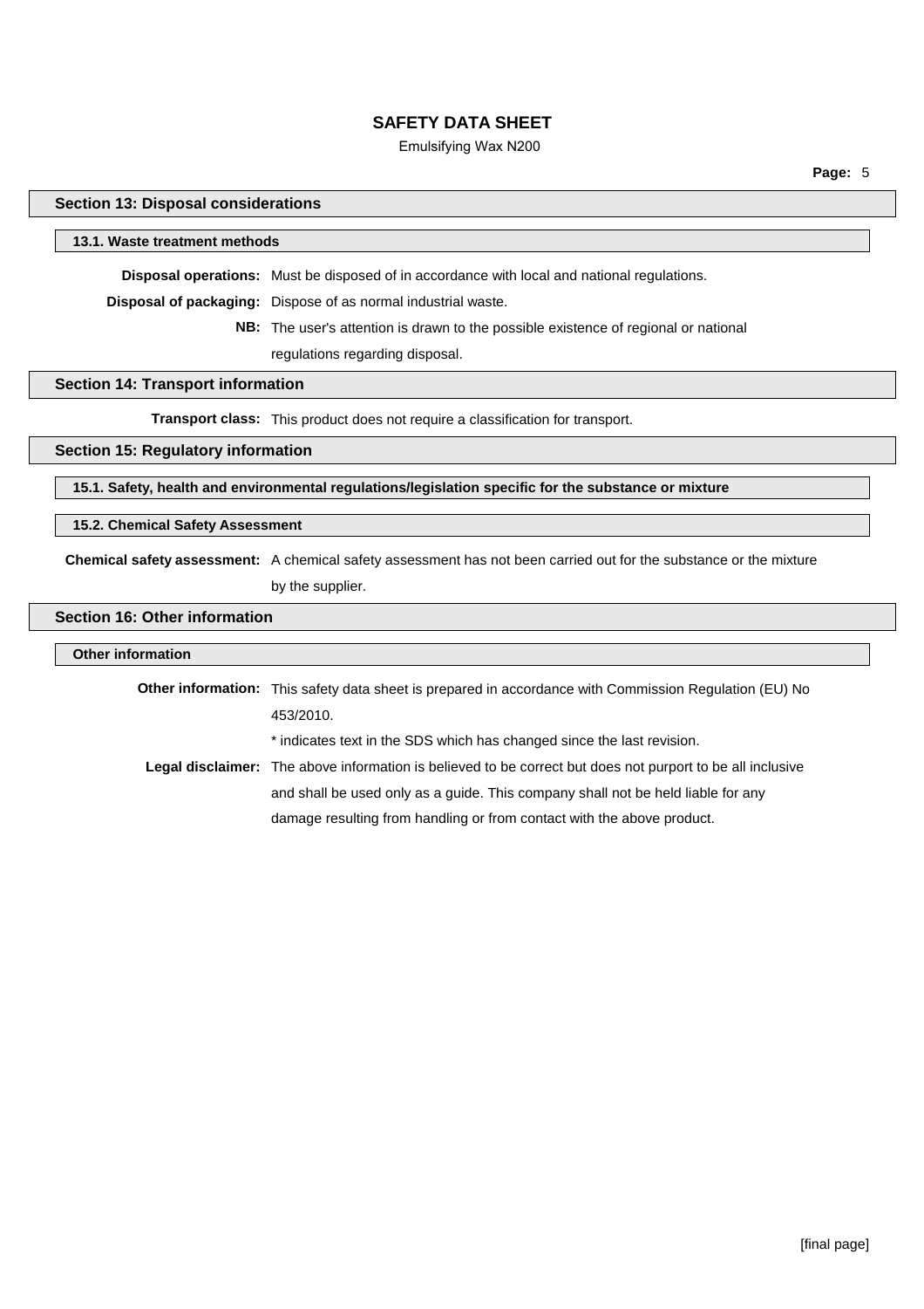## Section 13: Disposal considerations

### 13.1. Waste treatment methods

**Disposal operations:** Must be disposed of in accordance with local and national regulations.

**Disposal of packaging:** Dispose of as normal industrial waste.

**NB:** The user's attention is drawn to the possible existence of regional or national regulations regarding disposal.

## Section 14: Transport information

**Transport class:** This product does not require a classification for transport.

## Section 15: Regulatory information

### 15.1. Safety, health and environmental regulations/legislation specific for the substance or mixture

### 15.2. Chemical Safety Assessment

**Chemical safety assessment:** A chemical safety assessment has not been carried out for the substance or the mixture by the supplier.

## Section 16: Other information

### Other information

**Other information:** This safety data sheet is prepared in accordance with Commission Regulation (EU) No 453/2010.

* indicates text in the SDS which has changed since the last revision.

**Legal disclaimer:** The above information is believed to be correct but does not purport to be all inclusive and shall be used only as a guide. This company shall not be held liable for any damage resulting from handling or from contact with the above product.

[final page]